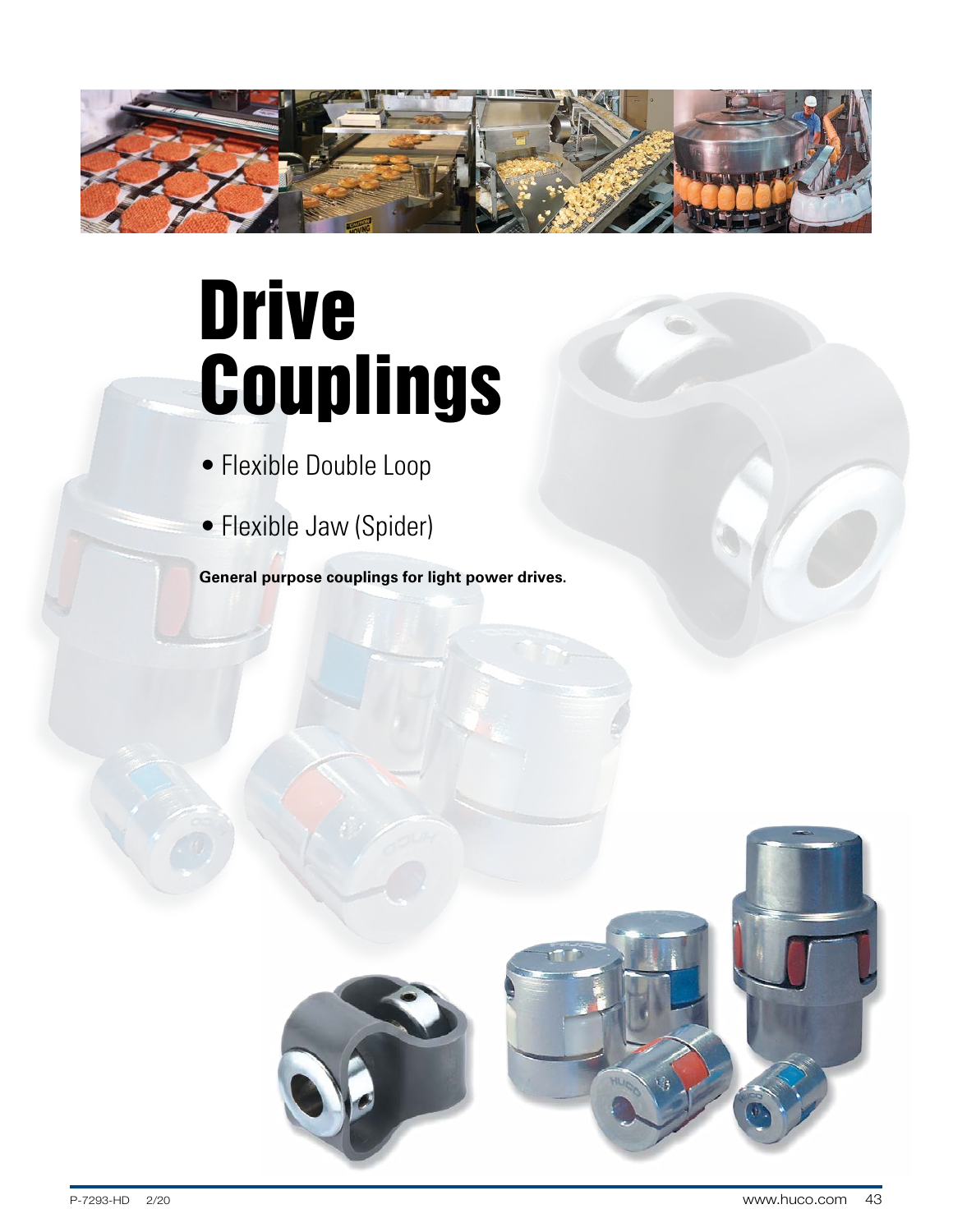# Drive Couplings

- Flexible Double Loop
- Flexible Jaw (Spider)

**General purpose couplings for light power drives.**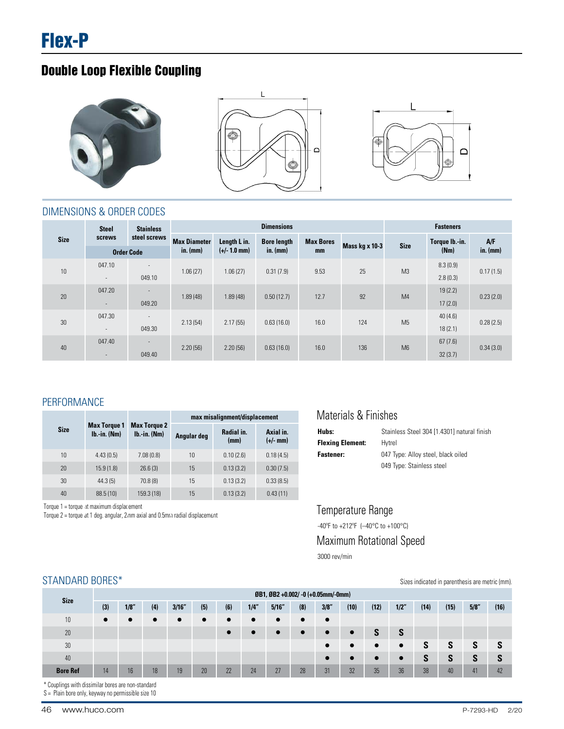# Flex-P

## Double Loop Flexible Coupling

L

D

L

D

### DIMENSIONS & ORDER CODES

| Size | Steel screws | Stainless steel screws | Dimensions | | | | | Fasteners | | |
|---|---|---|---|---|---|---|---|---|---|---|
| | Order Code | | Max Diameter in. (mm) | Length L in. (+/- 1.0 mm) | Bore length in. (mm) | Max Bores mm | Mass kg x 10-3 | Size | Torque lb.-in. (Nm) | A/F in. (mm) |
| 10 | 047.10 | - | 1.06 (27) | 1.06 (27) | 0.31 (7.9) | 9.53 | 25 | M3 | 8.3 (0.9) | 0.17 (1.5) |
| | - | 049.10 | | | | | | | 2.8 (0.3) | |
| 20 | 047.20 | - | 1.89 (48) | 1.89 (48) | 0.50 (12.7) | 12.7 | 92 | M4 | 19 (2.2) | 0.23 (2.0) |
| | - | 049.20 | | | | | | | 17 (2.0) | |
| 30 | 047.30 | - | 2.13 (54) | 2.17 (55) | 0.63 (16.0) | 16.0 | 124 | M5 | 40 (4.6) | 0.28 (2.5) |
| | - | 049.30 | | | | | | | 18 (2.1) | |
| 40 | 047.40 | - | 2.20 (56) | 2.20 (56) | 0.63 (16.0) | 16.0 | 136 | M6 | 67 (7.6) | 0.34 (3.0) |
| | - | 049.40 | | | | | | | 32 (3.7) | |

### PERFORMANCE

| Size | Max Torque 1 lb.-in. (Nm) | Max Torque 2 lb.-in. (Nm) | max misalignment/displacement | | |
|---|---|---|---|---|---|
| | | | Angular deg | Radial in. (mm) | Axial in. (+/- mm) |
| 10 | 4.43 (0.5) | 7.08 (0.8) | 10 | 0.10 (2.6) | 0.18 (4.5) |
| 20 | 15.9 (1.8) | 26.6 (3) | 15 | 0.13 (3.2) | 0.30 (7.5) |
| 30 | 44.3 (5) | 70.8 (8) | 15 | 0.13 (3.2) | 0.33 (8.5) |
| 40 | 88.5 (10) | 159.3 (18) | 15 | 0.13 (3.2) | 0.43 (11) |

Torque 1 = torque at maximum displacement
Torque 2 = torque at 1 deg. angular, 2mm axial and 0.5mm radial displacement

## Materials & Finishes

**Hubs:** Stainless Steel 304 [1.4301] natural finish
**Flexing Element:** Hytrel
**Fastener:** 047 Type: Alloy steel, black oiled
049 Type: Stainless steel

## Temperature Range

-40ºF to +212ºF (–40°C to +100°C)

## Maximum Rotational Speed

3000 rev/min

### STANDARD BORES*

Sizes indicated in parenthesis are metric (mm).

| Size | ØB1, ØB2 +0.002/ -0 (+0.05mm/-0mm) | | | | | | | | | | | | | | | | |
|---|---|---|---|---|---|---|---|---|---|---|---|---|---|---|---|---|---|
| | (3) | 1/8" | (4) | 3/16" | (5) | (6) | 1/4" | 5/16" | (8) | 3/8" | (10) | (12) | 1/2" | (14) | (15) | 5/8" | (16) |
| 10 | ● | ● | ● | ● | ● | ● | ● | ● | ● | ● | | | | | | | |
| 20 | | | | | | ● | ● | ● | ● | ● | ● | S | S | | | | |
| 30 | | | | | | | | | | ● | ● | ● | ● | S | S | S | S |
| 40 | | | | | | | | | | ● | ● | ● | ● | S | S | S | S |
| Bore Ref | 14 | 16 | 18 | 19 | 20 | 22 | 24 | 27 | 28 | 31 | 32 | 35 | 36 | 38 | 40 | 41 | 42 |

* Couplings with dissimilar bores are non-standard
S = Plain bore only, keyway no permissible size 10

www.huco.com P-7293-HD 2/20